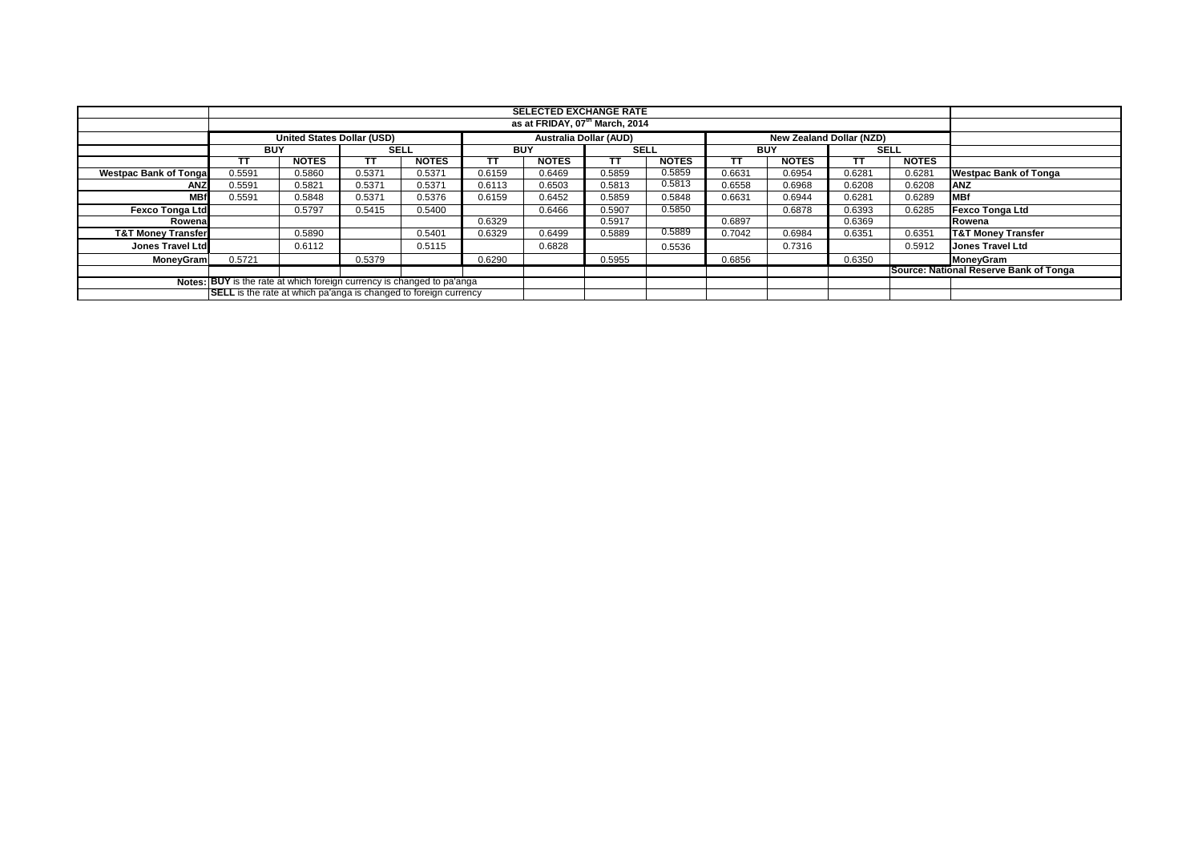| | SELECTED EXCHANGE RATE | | | | | | | | | | | | |
|---|---|---|---|---|---|---|---|---|---|---|---|---|---|
| | as at FRIDAY, 07th March, 2014 | | | | | | | | | | | | |
| | United States Dollar (USD) | | | | Australia Dollar (AUD) | | | | New Zealand Dollar (NZD) | | | | |
| | BUY | | SELL | | BUY | | SELL | | BUY | | SELL | | |
| | TT | NOTES | TT | NOTES | TT | NOTES | TT | NOTES | TT | NOTES | TT | NOTES | |
| **Westpac Bank of Tonga** | 0.5591 | 0.5860 | 0.5371 | 0.5371 | 0.6159 | 0.6469 | 0.5859 | 0.5859 | 0.6631 | 0.6954 | 0.6281 | 0.6281 | **Westpac Bank of Tonga** |
| **ANZ** | 0.5591 | 0.5821 | 0.5371 | 0.5371 | 0.6113 | 0.6503 | 0.5813 | 0.5813 | 0.6558 | 0.6968 | 0.6208 | 0.6208 | **ANZ** |
| **MBf** | 0.5591 | 0.5848 | 0.5371 | 0.5376 | 0.6159 | 0.6452 | 0.5859 | 0.5848 | 0.6631 | 0.6944 | 0.6281 | 0.6289 | **MBf** |
| **Fexco Tonga Ltd** | | 0.5797 | 0.5415 | 0.5400 | | 0.6466 | 0.5907 | 0.5850 | | 0.6878 | 0.6393 | 0.6285 | **Fexco Tonga Ltd** |
| **Rowena** | | | | | 0.6329 | | 0.5917 | | 0.6897 | | 0.6369 | | **Rowena** |
| **T&T Money Transfer** | | 0.5890 | | 0.5401 | 0.6329 | 0.6499 | 0.5889 | 0.5889 | 0.7042 | 0.6984 | 0.6351 | 0.6351 | **T&T Money Transfer** |
| **Jones Travel Ltd** | | 0.6112 | | 0.5115 | | 0.6828 | | 0.5536 | | 0.7316 | | 0.5912 | **Jones Travel Ltd** |
| **MoneyGram** | 0.5721 | | 0.5379 | | 0.6290 | | 0.5955 | | 0.6856 | | 0.6350 | | **MoneyGram** |
| | | | | | | | | | | | | | **Source: National Reserve Bank of Tonga** |
| **Notes:** | **BUY** is the rate at which foreign currency is changed to pa'anga | | | | | | | | | | | | |
| | **SELL** is the rate at which pa'anga is changed to foreign currency | | | | | | | | | | | | |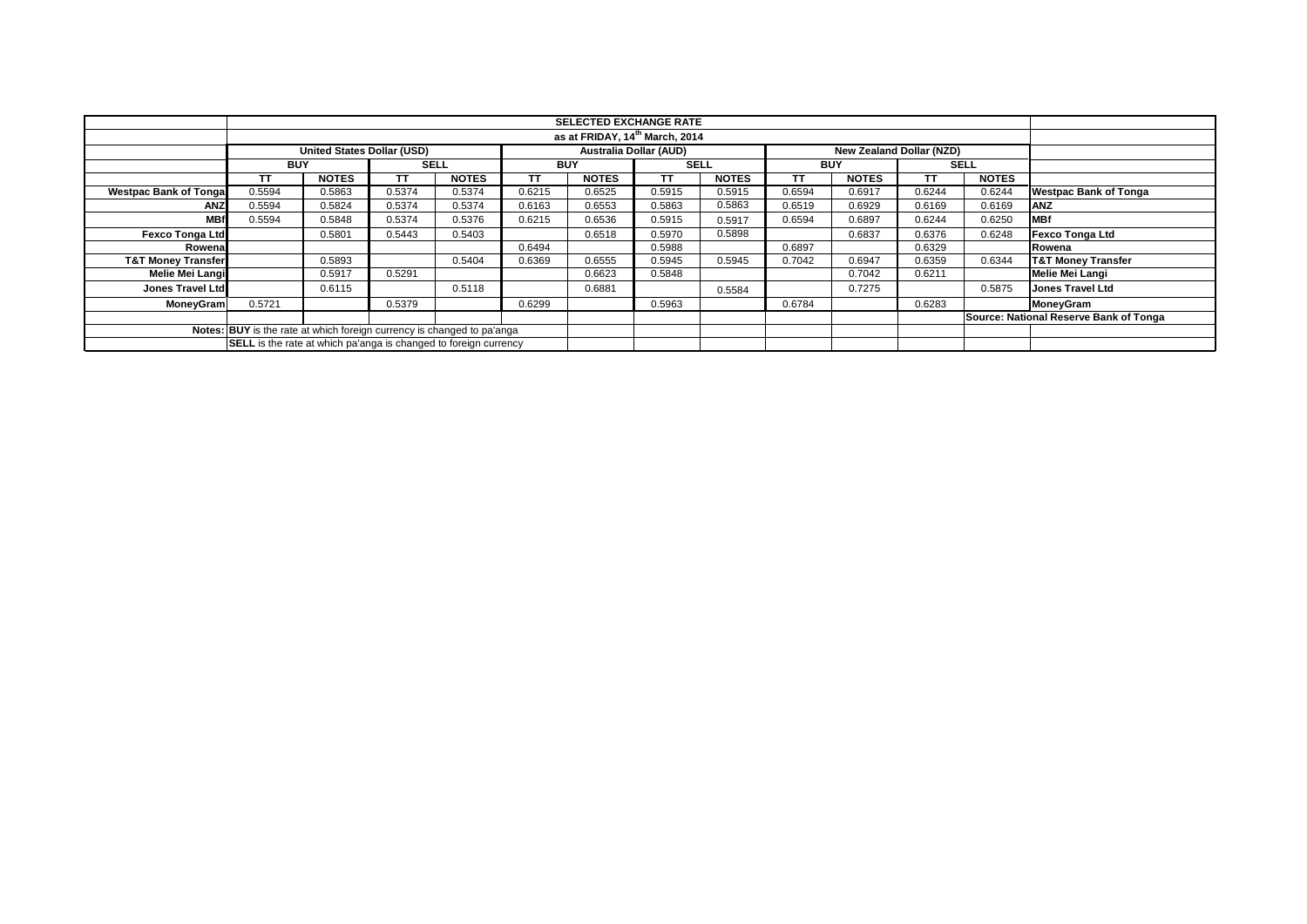| | SELECTED EXCHANGE RATE | | | | | | | | | | | | |
|---|---|---|---|---|---|---|---|---|---|---|---|---|---|
| | as at FRIDAY, 14th March, 2014 | | | | | | | | | | | | |
| | United States Dollar (USD) | | | | Australia Dollar (AUD) | | | | New Zealand Dollar (NZD) | | | | |
| | BUY | | SELL | | BUY | | SELL | | BUY | | SELL | | |
| | TT | NOTES | TT | NOTES | TT | NOTES | TT | NOTES | TT | NOTES | TT | NOTES | |
| Westpac Bank of Tonga | 0.5594 | 0.5863 | 0.5374 | 0.5374 | 0.6215 | 0.6525 | 0.5915 | 0.5915 | 0.6594 | 0.6917 | 0.6244 | 0.6244 | Westpac Bank of Tonga |
| ANZ | 0.5594 | 0.5824 | 0.5374 | 0.5374 | 0.6163 | 0.6553 | 0.5863 | 0.5863 | 0.6519 | 0.6929 | 0.6169 | 0.6169 | ANZ |
| MBf | 0.5594 | 0.5848 | 0.5374 | 0.5376 | 0.6215 | 0.6536 | 0.5915 | 0.5917 | 0.6594 | 0.6897 | 0.6244 | 0.6250 | MBf |
| Fexco Tonga Ltd | | 0.5801 | 0.5443 | 0.5403 | | 0.6518 | 0.5970 | 0.5898 | | 0.6837 | 0.6376 | 0.6248 | Fexco Tonga Ltd |
| Rowena | | | | | 0.6494 | | 0.5988 | | 0.6897 | | 0.6329 | | Rowena |
| T&T Money Transfer | | 0.5893 | | 0.5404 | 0.6369 | 0.6555 | 0.5945 | 0.5945 | 0.7042 | 0.6947 | 0.6359 | 0.6344 | T&T Money Transfer |
| Melie Mei Langi | | 0.5917 | 0.5291 | | | 0.6623 | 0.5848 | | | 0.7042 | 0.6211 | | Melie Mei Langi |
| Jones Travel Ltd | | 0.6115 | | 0.5118 | | 0.6881 | | 0.5584 | | 0.7275 | | 0.5875 | Jones Travel Ltd |
| MoneyGram | 0.5721 | | 0.5379 | | 0.6299 | | 0.5963 | | 0.6784 | | 0.6283 | | MoneyGram |
| | | | | | | | | | | | | | Source: National Reserve Bank of Tonga |
| Notes: | BUY is the rate at which foreign currency is changed to pa'anga | | | | | | | | | | | | |
| | SELL is the rate at which pa'anga is changed to foreign currency | | | | | | | | | | | | |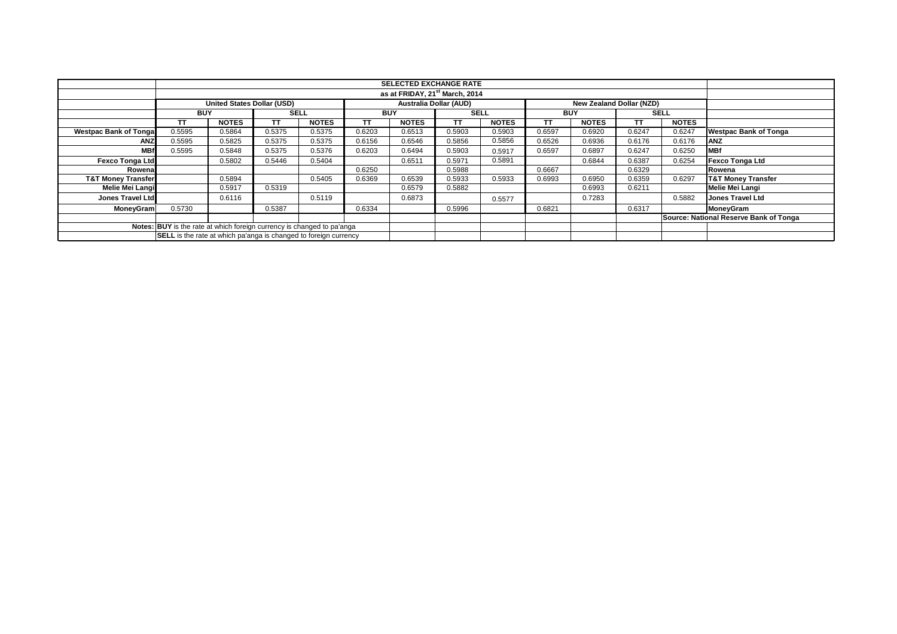| | SELECTED EXCHANGE RATE | | | | | | | | | | | | |
|---|---|---|---|---|---|---|---|---|---|---|---|---|---|
| | as at FRIDAY, 21st March, 2014 | | | | | | | | | | | | |
| | United States Dollar (USD) | | | | Australia Dollar (AUD) | | | | New Zealand Dollar (NZD) | | | | |
| | BUY | | SELL | | BUY | | SELL | | BUY | | SELL | | |
| | TT | NOTES | TT | NOTES | TT | NOTES | TT | NOTES | TT | NOTES | TT | NOTES | |
| **Westpac Bank of Tonga** | 0.5595 | 0.5864 | 0.5375 | 0.5375 | 0.6203 | 0.6513 | 0.5903 | 0.5903 | 0.6597 | 0.6920 | 0.6247 | 0.6247 | **Westpac Bank of Tonga** |
| **ANZ** | 0.5595 | 0.5825 | 0.5375 | 0.5375 | 0.6156 | 0.6546 | 0.5856 | 0.5856 | 0.6526 | 0.6936 | 0.6176 | 0.6176 | **ANZ** |
| **MBf** | 0.5595 | 0.5848 | 0.5375 | 0.5376 | 0.6203 | 0.6494 | 0.5903 | 0.5917 | 0.6597 | 0.6897 | 0.6247 | 0.6250 | **MBf** |
| **Fexco Tonga Ltd** | | 0.5802 | 0.5446 | 0.5404 | | 0.6511 | 0.5971 | 0.5891 | | 0.6844 | 0.6387 | 0.6254 | **Fexco Tonga Ltd** |
| **Rowena** | | | | | 0.6250 | | 0.5988 | | 0.6667 | | 0.6329 | | **Rowena** |
| **T&T Money Transfer** | | 0.5894 | | 0.5405 | 0.6369 | 0.6539 | 0.5933 | 0.5933 | 0.6993 | 0.6950 | 0.6359 | 0.6297 | **T&T Money Transfer** |
| **Melie Mei Langi** | | 0.5917 | 0.5319 | | | 0.6579 | 0.5882 | | | 0.6993 | 0.6211 | | **Melie Mei Langi** |
| **Jones Travel Ltd** | | 0.6116 | | 0.5119 | | 0.6873 | | 0.5577 | | 0.7283 | | 0.5882 | **Jones Travel Ltd** |
| **MoneyGram** | 0.5730 | | 0.5387 | | 0.6334 | | 0.5996 | | 0.6821 | | 0.6317 | | **MoneyGram** |
| | | | | | | | | | | | | | **Source: National Reserve Bank of Tonga** |
| **Notes:** | **BUY** is the rate at which foreign currency is changed to pa'anga | | | | | | | | | | | | |
| | **SELL** is the rate at which pa'anga is changed to foreign currency | | | | | | | | | | | | |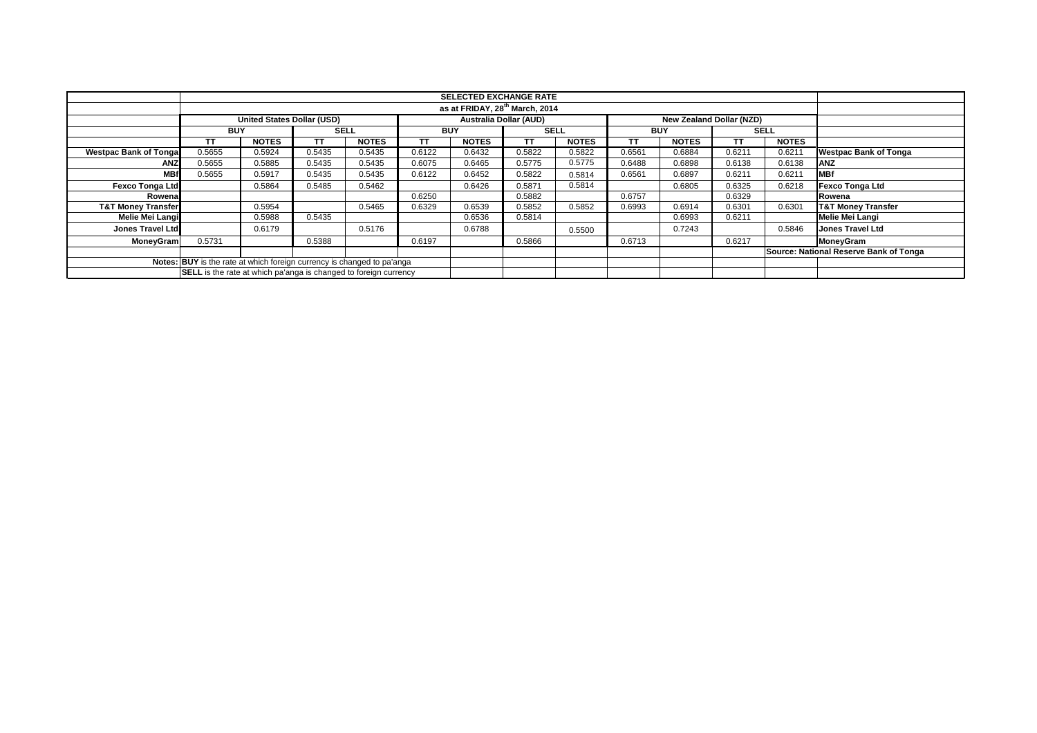| | | | | | | | | | | | | | |
|---|---|---|---|---|---|---|---|---|---|---|---|---|---|
| | SELECTED EXCHANGE RATE | | | | | | | | | | | | |
| | as at FRIDAY, 28th March, 2014 | | | | | | | | | | | | |
| | United States Dollar (USD) | | | | Australia Dollar (AUD) | | | | New Zealand Dollar (NZD) | | | | |
| | BUY | | SELL | | BUY | | SELL | | BUY | | SELL | | |
| | TT | NOTES | TT | NOTES | TT | NOTES | TT | NOTES | TT | NOTES | TT | NOTES | |
| **Westpac Bank of Tonga** | 0.5655 | 0.5924 | 0.5435 | 0.5435 | 0.6122 | 0.6432 | 0.5822 | 0.5822 | 0.6561 | 0.6884 | 0.6211 | 0.6211 | **Westpac Bank of Tonga** |
| **ANZ** | 0.5655 | 0.5885 | 0.5435 | 0.5435 | 0.6075 | 0.6465 | 0.5775 | 0.5775 | 0.6488 | 0.6898 | 0.6138 | 0.6138 | **ANZ** |
| **MBf** | 0.5655 | 0.5917 | 0.5435 | 0.5435 | 0.6122 | 0.6452 | 0.5822 | 0.5814 | 0.6561 | 0.6897 | 0.6211 | 0.6211 | **MBf** |
| **Fexco Tonga Ltd** | | 0.5864 | 0.5485 | 0.5462 | | 0.6426 | 0.5871 | 0.5814 | | 0.6805 | 0.6325 | 0.6218 | **Fexco Tonga Ltd** |
| **Rowena** | | | | | 0.6250 | | 0.5882 | | 0.6757 | | 0.6329 | | **Rowena** |
| **T&T Money Transfer** | | 0.5954 | | 0.5465 | 0.6329 | 0.6539 | 0.5852 | 0.5852 | 0.6993 | 0.6914 | 0.6301 | 0.6301 | **T&T Money Transfer** |
| **Melie Mei Langi** | | 0.5988 | 0.5435 | | | 0.6536 | 0.5814 | | | 0.6993 | 0.6211 | | **Melie Mei Langi** |
| **Jones Travel Ltd** | | 0.6179 | | 0.5176 | | 0.6788 | | 0.5500 | | 0.7243 | | 0.5846 | **Jones Travel Ltd** |
| **MoneyGram** | 0.5731 | | 0.5388 | | 0.6197 | | 0.5866 | | 0.6713 | | 0.6217 | | **MoneyGram** |
| | | | | | | | | | | | | | **Source: National Reserve Bank of Tonga** |
| **Notes:** | **BUY** is the rate at which foreign currency is changed to pa'anga | | | | | | | | | | | | |
| | **SELL** is the rate at which pa'anga is changed to foreign currency | | | | | | | | | | | | |